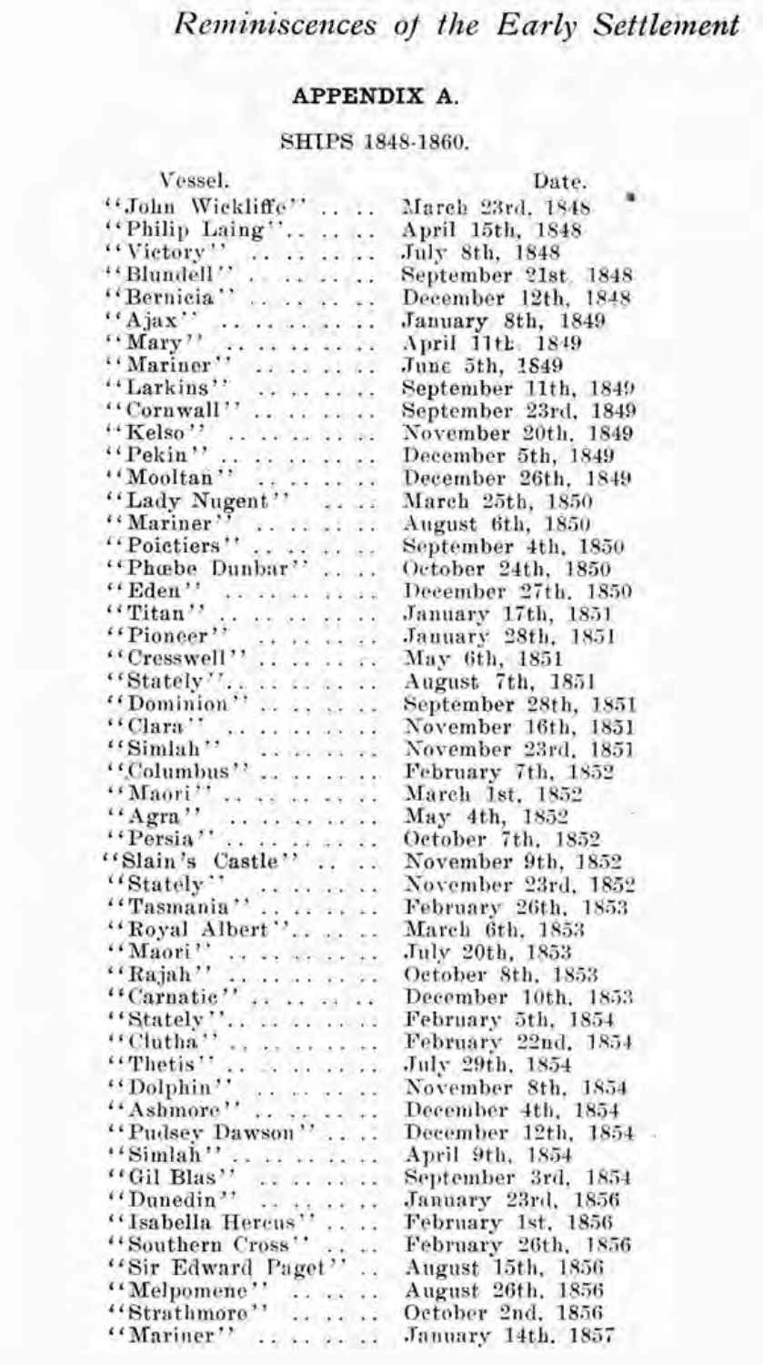*Reminiscences of the Early Settlement*

## APPENDIX A.

### SHIPS 1848-1860.

| Vessel. | Date. |
|---|---|
| "John Wickliffe" .... | March 23rd, 1848 |
| "Philip Laing".. .. .. | April 15th, 1848 |
| "Victory" .. .. .. .. | July 8th, 1848 |
| "Blundell" .. .. .. .. | September 21st 1848 |
| "Bernicia" .. .. .. .. | December 12th, 1848 |
| "Ajax" .. .. .. .. .. | January 8th, 1849 |
| "Mary" .. .. .. .. .. | April 11th 1849 |
| "Mariner" .. .. .. .. | June 5th, 1849 |
| "Larkins" .. .. .. .. | September 11th, 1849 |
| "Cornwall" .. .. .. .. | September 23rd, 1849 |
| "Kelso" .. .. .. .. .. | November 20th, 1849 |
| "Pekin" .. .. .. .. .. | December 5th, 1849 |
| "Mooltan" .. .. .. .. | December 26th, 1849 |
| "Lady Nugent" .. .. | March 25th, 1850 |
| "Mariner" .. .. .. .. | August 6th, 1850 |
| "Poictiers" .. .. .. .. | September 4th, 1850 |
| "Phœbe Dunbar" .. .. | October 24th, 1850 |
| "Eden" .. .. .. .. .. | December 27th, 1850 |
| "Titan" .. .. .. .. .. | January 17th, 1851 |
| "Pioneer" .. .. .. .. | January 28th, 1851 |
| "Cresswell" .. .. .. .. | May 6th, 1851 |
| "Stately".. .. .. .. .. | August 7th, 1851 |
| "Dominion" .. .. .. .. | September 28th, 1851 |
| "Clara" .. .. .. .. .. | November 16th, 1851 |
| "Simlah" .. .. .. .. .. | November 23rd, 1851 |
| "Columbus" .. .. .. .. | February 7th, 1852 |
| "Maori" .. .. .. .. .. | March 1st, 1852 |
| "Agra" .. .. .. .. .. | May 4th, 1852 |
| "Persia" .. .. .. .. .. | October 7th, 1852 |
| "Slain's Castle" .. .. | November 9th, 1852 |
| "Stately" .. .. .. .. | November 23rd, 1852 |
| "Tasmania" .. .. .. .. | February 26th, 1853 |
| "Royal Albert".. .. .. | March 6th, 1853 |
| "Maori" .. .. .. .. .. | July 20th, 1853 |
| "Rajah" .. .. .. .. .. | October 8th, 1853 |
| "Carnatic" .. .. .. .. | December 10th, 1853 |
| "Stately".. .. .. .. .. | February 5th, 1854 |
| "Clutha" .. .. .. .. .. | February 22nd, 1854 |
| "Thetis" .. .. .. .. .. | July 29th, 1854 |
| "Dolphin" .. .. .. .. | November 8th, 1854 |
| "Ashmore" .. .. .. .. | December 4th, 1854 |
| "Pudsey Dawson" .. .. | December 12th, 1854 |
| "Simlah" .. .. .. .. .. | April 9th, 1854 |
| "Gil Blas" .. .. .. .. | September 3rd, 1854 |
| "Dunedin" .. .. .. .. | January 23rd, 1856 |
| "Isabella Hercus" .. .. | February 1st, 1856 |
| "Southern Cross" .. .. | February 26th, 1856 |
| "Sir Edward Paget" .. | August 15th, 1856 |
| "Melpomene" .. .. .. | August 26th, 1856 |
| "Strathmore" .. .. .. | October 2nd, 1856 |
| "Mariner" .. .. .. .. | January 14th, 1857 |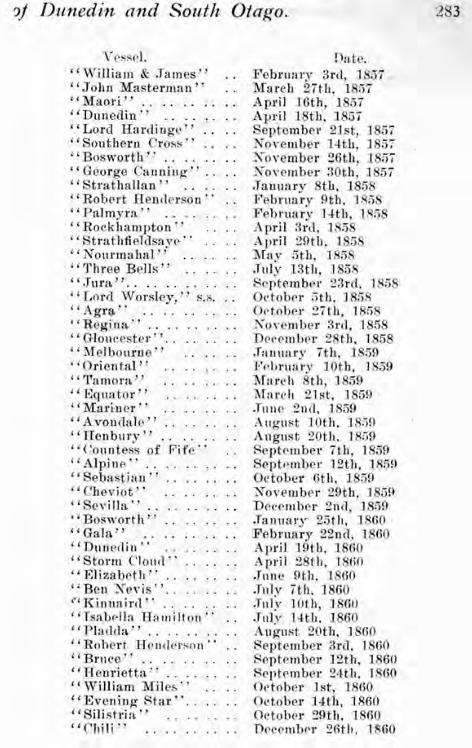| Vessel. | Date. |
| --- | --- |
| "William & James" | February 3rd, 1857 |
| "John Masterman" | March 27th, 1857 |
| "Maori" | April 16th, 1857 |
| "Dunedin" | April 18th, 1857 |
| "Lord Hardinge" | September 21st, 1857 |
| "Southern Cross" | November 14th, 1857 |
| "Bosworth" | November 26th, 1857 |
| "George Canning" | November 30th, 1857 |
| "Strathallan" | January 8th, 1858 |
| "Robert Henderson" | February 9th, 1858 |
| "Palmyra" | February 14th, 1858 |
| "Rockhampton" | April 3rd, 1858 |
| "Strathfieldsaye" | April 29th, 1858 |
| "Nourmahal" | May 5th, 1858 |
| "Three Bells" | July 13th, 1858 |
| "Jura" | September 23rd, 1858 |
| "Lord Worsley," s.s. | October 5th, 1858 |
| "Agra" | October 27th, 1858 |
| "Regina" | November 3rd, 1858 |
| "Gloucester" | December 28th, 1858 |
| "Melbourne" | January 7th, 1859 |
| "Oriental" | February 10th, 1859 |
| "Tamora" | March 8th, 1859 |
| "Equator" | March 21st, 1859 |
| "Mariner" | June 2nd, 1859 |
| "Avondale" | August 10th, 1859 |
| "Henbury" | August 20th, 1859 |
| "Countess of Fife" | September 7th, 1859 |
| "Alpine" | September 12th, 1859 |
| "Sebastian" | October 6th, 1859 |
| "Cheviot" | November 29th, 1859 |
| "Sevilla" | December 2nd, 1859 |
| "Bosworth" | January 25th, 1860 |
| "Gala" | February 22nd, 1860 |
| "Dunedin" | April 19th, 1860 |
| "Storm Cloud" | April 28th, 1860 |
| "Elizabeth" | June 9th, 1860 |
| "Ben Nevis" | July 7th, 1860 |
| "Kinnaird" | July 10th, 1860 |
| "Isabella Hamilton" | July 14th, 1860 |
| "Pladda" | August 20th, 1860 |
| "Robert Henderson" | September 3rd, 1860 |
| "Bruce" | September 12th, 1860 |
| "Henrietta" | September 24th, 1860 |
| "William Miles" | October 1st, 1860 |
| "Evening Star" | October 14th, 1860 |
| "Silistria" | October 29th, 1860 |
| "Chili" | December 26th, 1860 |